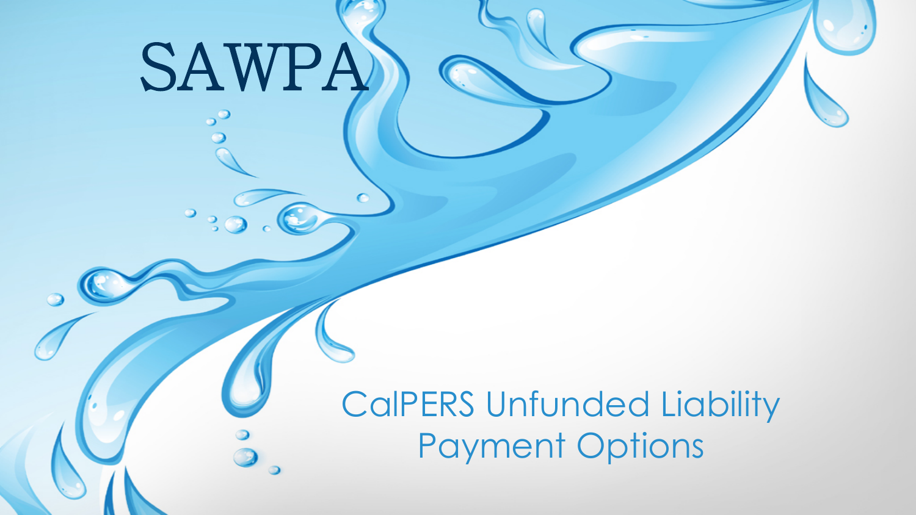# SAWPA

## CalPERS Unfunded Liability Payment Options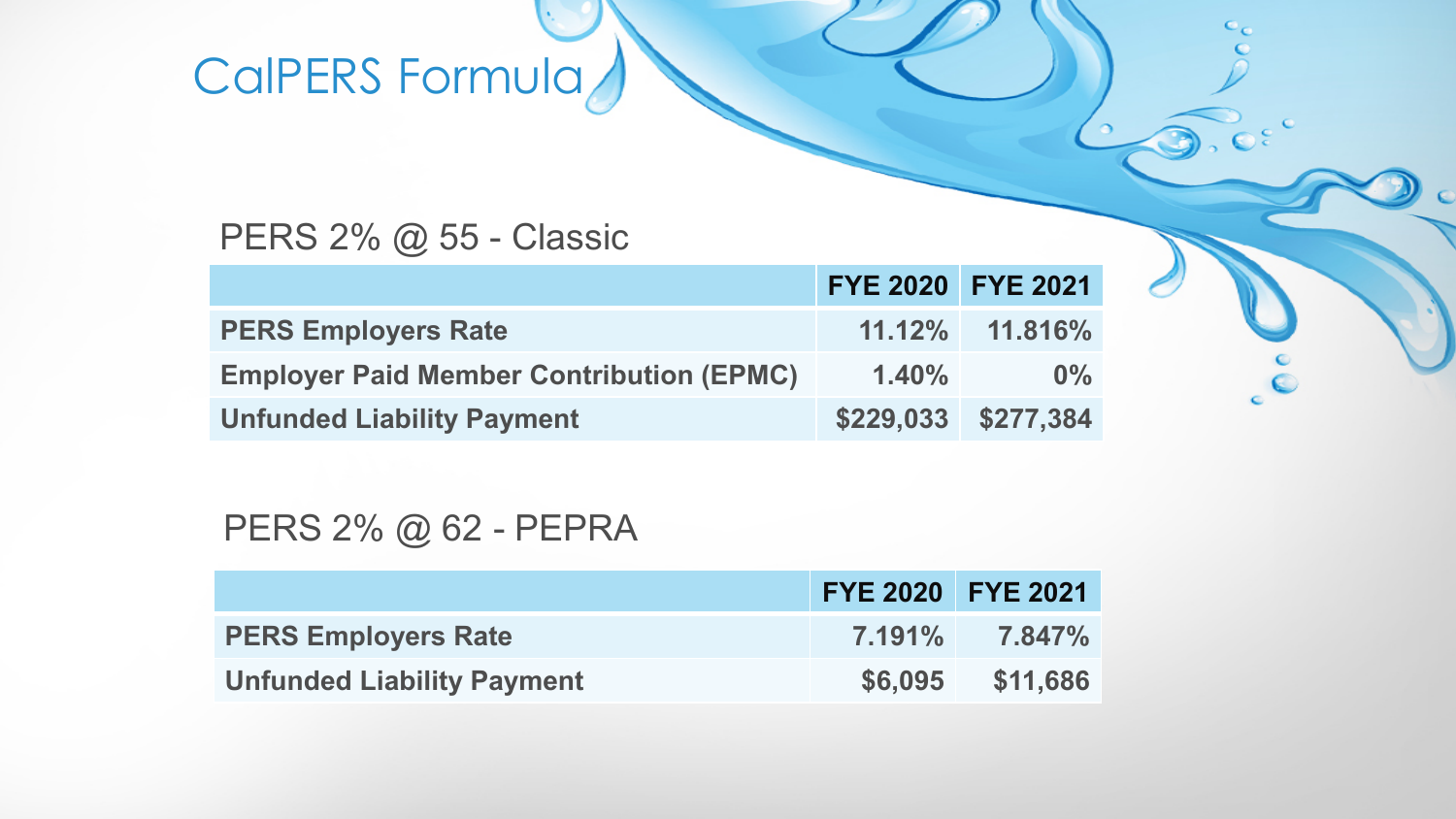# CalPERS Formula

## PERS 2% @ 55 - Classic

| | FYE 2020 | FYE 2021 |
|---|---|---|
| **PERS Employers Rate** | 11.12% | 11.816% |
| **Employer Paid Member Contribution (EPMC)** | 1.40% | 0% |
| **Unfunded Liability Payment** | $229,033 | $277,384 |

## PERS 2% @ 62 - PEPRA

| | FYE 2020 | FYE 2021 |
|---|---|---|
| **PERS Employers Rate** | 7.191% | 7.847% |
| **Unfunded Liability Payment** | $6,095 | $11,686 |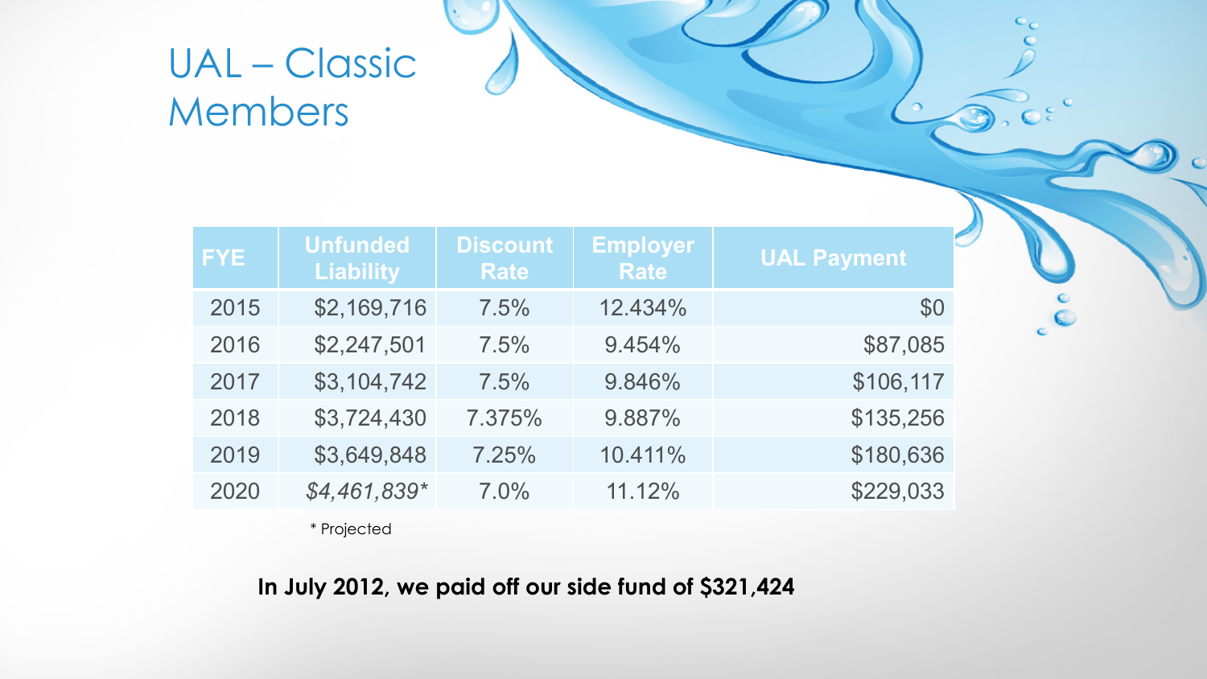# UAL – Classic Members

| FYE | Unfunded Liability | Discount Rate | Employer Rate | UAL Payment |
|---|---|---|---|---|
| 2015 | $2,169,716 | 7.5% | 12.434% | $0 |
| 2016 | $2,247,501 | 7.5% | 9.454% | $87,085 |
| 2017 | $3,104,742 | 7.5% | 9.846% | $106,117 |
| 2018 | $3,724,430 | 7.375% | 9.887% | $135,256 |
| 2019 | $3,649,848 | 7.25% | 10.411% | $180,636 |
| 2020 | *$4,461,839** | 7.0% | 11.12% | $229,033 |

\* Projected

**In July 2012, we paid off our side fund of $321,424**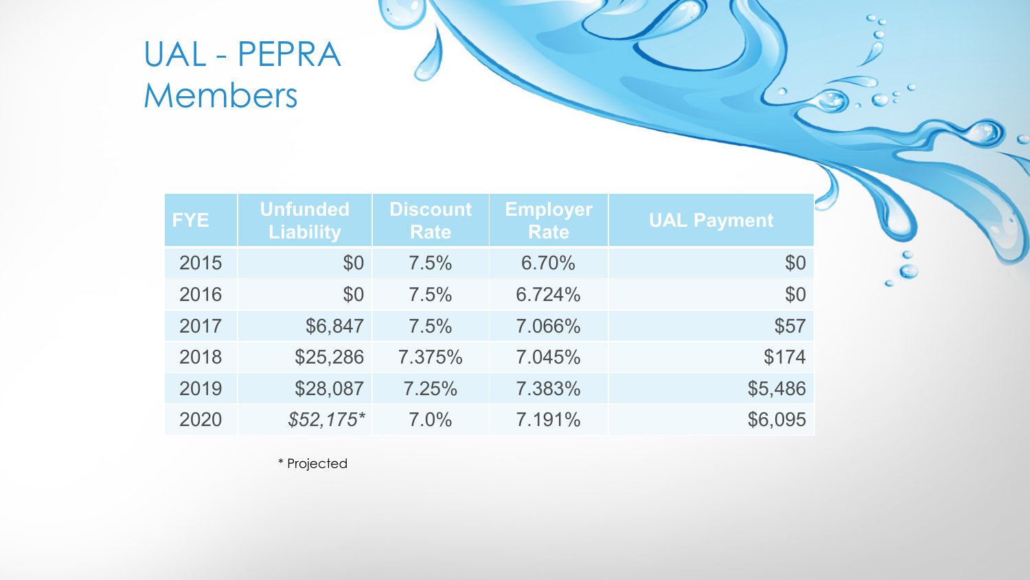# UAL - PEPRA Members

| FYE | Unfunded Liability | Discount Rate | Employer Rate | UAL Payment |
|---|---|---|---|---|
| 2015 | $0 | 7.5% | 6.70% | $0 |
| 2016 | $0 | 7.5% | 6.724% | $0 |
| 2017 | $6,847 | 7.5% | 7.066% | $57 |
| 2018 | $25,286 | 7.375% | 7.045% | $174 |
| 2019 | $28,087 | 7.25% | 7.383% | $5,486 |
| 2020 | *$52,175** | 7.0% | 7.191% | $6,095 |

\* Projected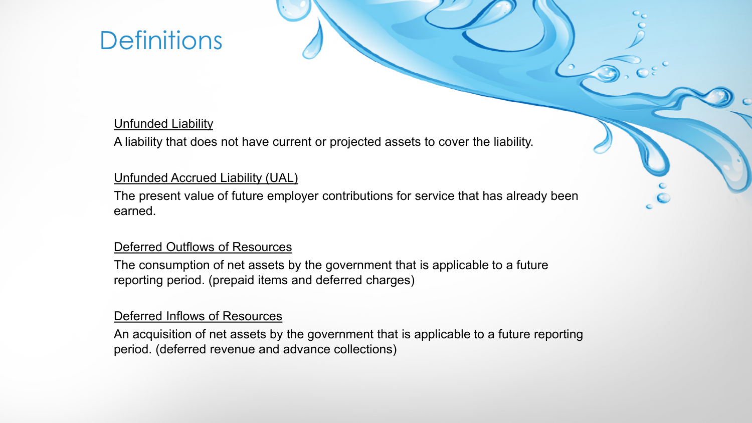# Definitions

<u>Unfunded Liability</u>

A liability that does not have current or projected assets to cover the liability.

<u>Unfunded Accrued Liability (UAL)</u>

The present value of future employer contributions for service that has already been earned.

<u>Deferred Outflows of Resources</u>

The consumption of net assets by the government that is applicable to a future reporting period. (prepaid items and deferred charges)

<u>Deferred Inflows of Resources</u>

An acquisition of net assets by the government that is applicable to a future reporting period. (deferred revenue and advance collections)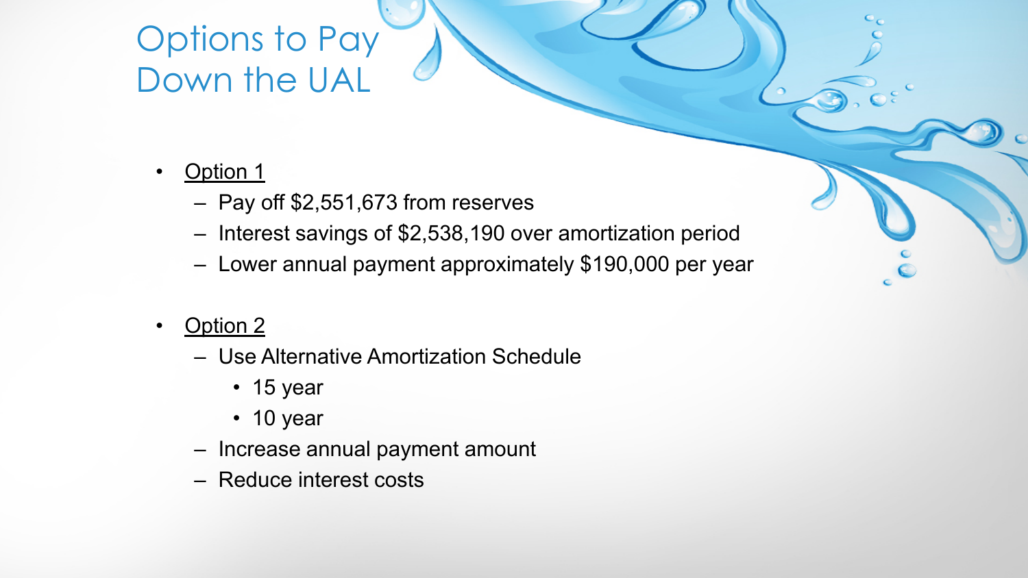# Options to Pay Down the UAL

- Option 1
  - Pay off $2,551,673 from reserves
  - Interest savings of $2,538,190 over amortization period
  - Lower annual payment approximately $190,000 per year

- Option 2
  - Use Alternative Amortization Schedule
    - 15 year
    - 10 year
  - Increase annual payment amount
  - Reduce interest costs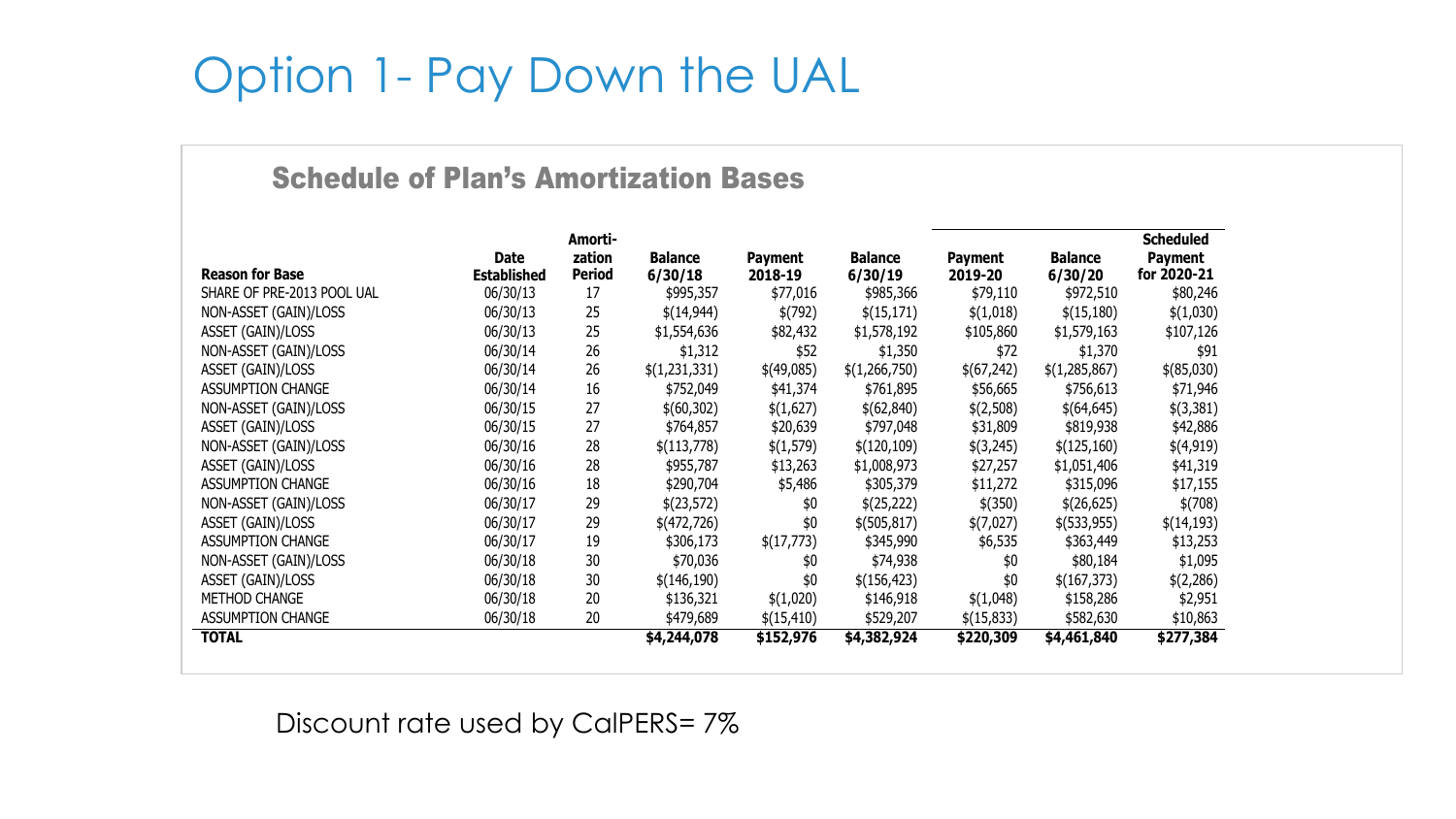# Option 1- Pay Down the UAL

## Schedule of Plan's Amortization Bases

| Reason for Base | Date Established | Amorti-zation Period | Balance 6/30/18 | Payment 2018-19 | Balance 6/30/19 | Payment 2019-20 | Balance 6/30/20 | Scheduled Payment for 2020-21 |
|---|---|---|---|---|---|---|---|---|
| SHARE OF PRE-2013 POOL UAL | 06/30/13 | 17 | $995,357 | $77,016 | $985,366 | $79,110 | $972,510 | $80,246 |
| NON-ASSET (GAIN)/LOSS | 06/30/13 | 25 | $(14,944) | $(792) | $(15,171) | $(1,018) | $(15,180) | $(1,030) |
| ASSET (GAIN)/LOSS | 06/30/13 | 25 | $1,554,636 | $82,432 | $1,578,192 | $105,860 | $1,579,163 | $107,126 |
| NON-ASSET (GAIN)/LOSS | 06/30/14 | 26 | $1,312 | $52 | $1,350 | $72 | $1,370 | $91 |
| ASSET (GAIN)/LOSS | 06/30/14 | 26 | $(1,231,331) | $(49,085) | $(1,266,750) | $(67,242) | $(1,285,867) | $(85,030) |
| ASSUMPTION CHANGE | 06/30/14 | 16 | $752,049 | $41,374 | $761,895 | $56,665 | $756,613 | $71,946 |
| NON-ASSET (GAIN)/LOSS | 06/30/15 | 27 | $(60,302) | $(1,627) | $(62,840) | $(2,508) | $(64,645) | $(3,381) |
| ASSET (GAIN)/LOSS | 06/30/15 | 27 | $764,857 | $20,639 | $797,048 | $31,809 | $819,938 | $42,886 |
| NON-ASSET (GAIN)/LOSS | 06/30/16 | 28 | $(113,778) | $(1,579) | $(120,109) | $(3,245) | $(125,160) | $(4,919) |
| ASSET (GAIN)/LOSS | 06/30/16 | 28 | $955,787 | $13,263 | $1,008,973 | $27,257 | $1,051,406 | $41,319 |
| ASSUMPTION CHANGE | 06/30/16 | 18 | $290,704 | $5,486 | $305,379 | $11,272 | $315,096 | $17,155 |
| NON-ASSET (GAIN)/LOSS | 06/30/17 | 29 | $(23,572) | $0 | $(25,222) | $(350) | $(26,625) | $(708) |
| ASSET (GAIN)/LOSS | 06/30/17 | 29 | $(472,726) | $0 | $(505,817) | $(7,027) | $(533,955) | $(14,193) |
| ASSUMPTION CHANGE | 06/30/17 | 19 | $306,173 | $(17,773) | $345,990 | $6,535 | $363,449 | $13,253 |
| NON-ASSET (GAIN)/LOSS | 06/30/18 | 30 | $70,036 | $0 | $74,938 | $0 | $80,184 | $1,095 |
| ASSET (GAIN)/LOSS | 06/30/18 | 30 | $(146,190) | $0 | $(156,423) | $0 | $(167,373) | $(2,286) |
| METHOD CHANGE | 06/30/18 | 20 | $136,321 | $(1,020) | $146,918 | $(1,048) | $158,286 | $2,951 |
| ASSUMPTION CHANGE | 06/30/18 | 20 | $479,689 | $(15,410) | $529,207 | $(15,833) | $582,630 | $10,863 |
| **TOTAL** | | | **$4,244,078** | **$152,976** | **$4,382,924** | **$220,309** | **$4,461,840** | **$277,384** |

Discount rate used by CalPERS= 7%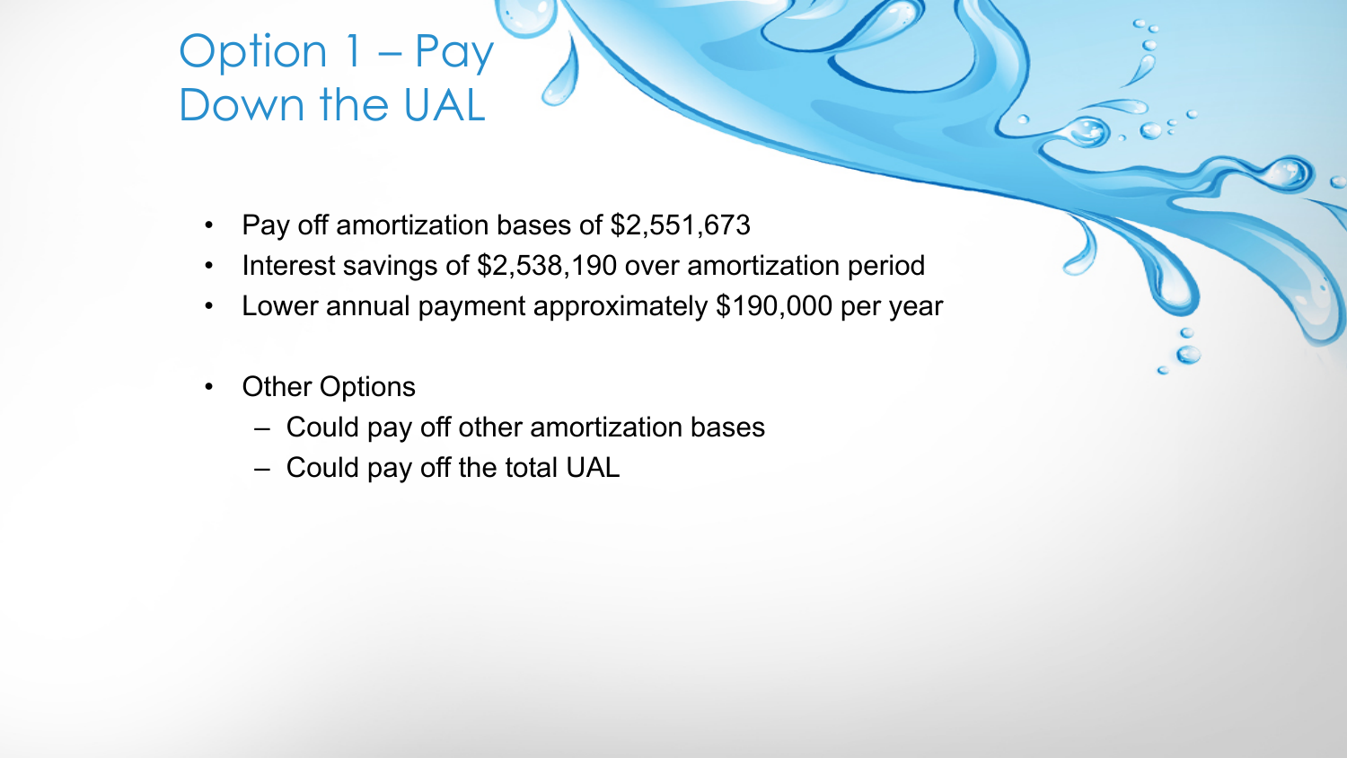# Option 1 – Pay Down the UAL

- Pay off amortization bases of $2,551,673
- Interest savings of $2,538,190 over amortization period
- Lower annual payment approximately $190,000 per year

- Other Options
  - Could pay off other amortization bases
  - Could pay off the total UAL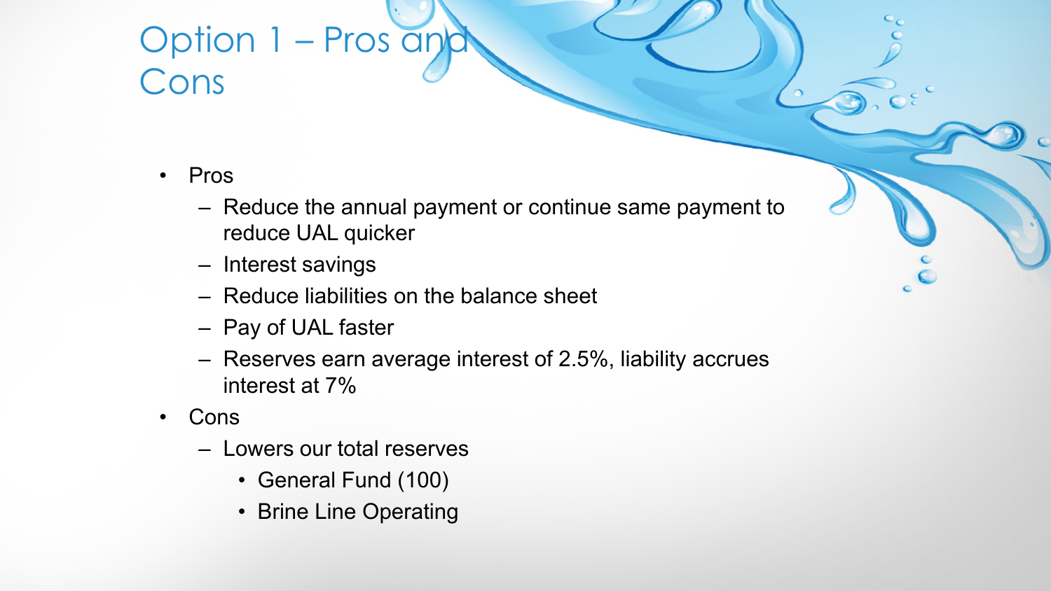# Option 1 – Pros and Cons

- Pros
  - Reduce the annual payment or continue same payment to reduce UAL quicker
  - Interest savings
  - Reduce liabilities on the balance sheet
  - Pay of UAL faster
  - Reserves earn average interest of 2.5%, liability accrues interest at 7%
- Cons
  - Lowers our total reserves
    - General Fund (100)
    - Brine Line Operating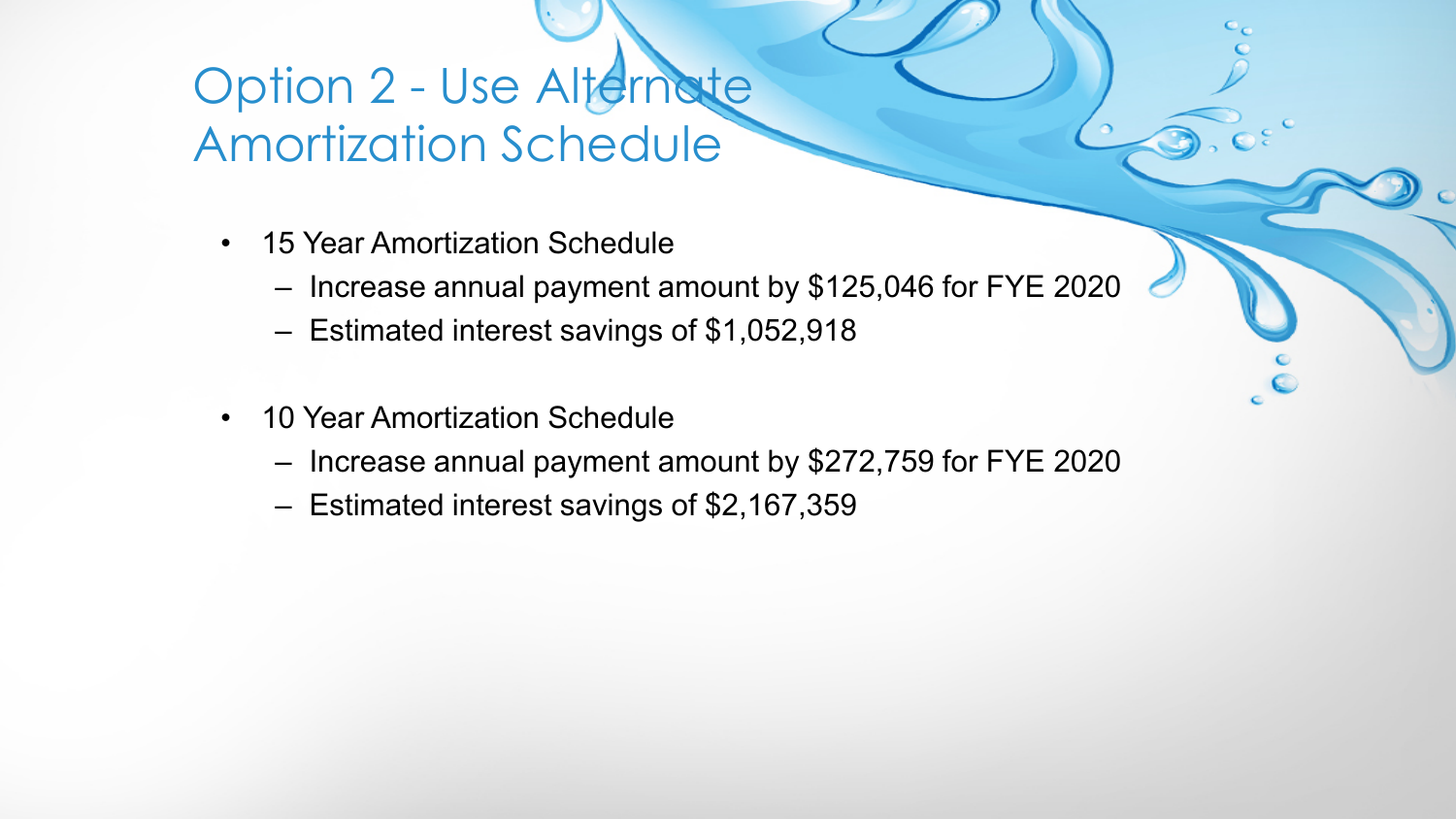# Option 2 - Use Alternate Amortization Schedule

- 15 Year Amortization Schedule
  - Increase annual payment amount by $125,046 for FYE 2020
  - Estimated interest savings of $1,052,918
- 10 Year Amortization Schedule
  - Increase annual payment amount by $272,759 for FYE 2020
  - Estimated interest savings of $2,167,359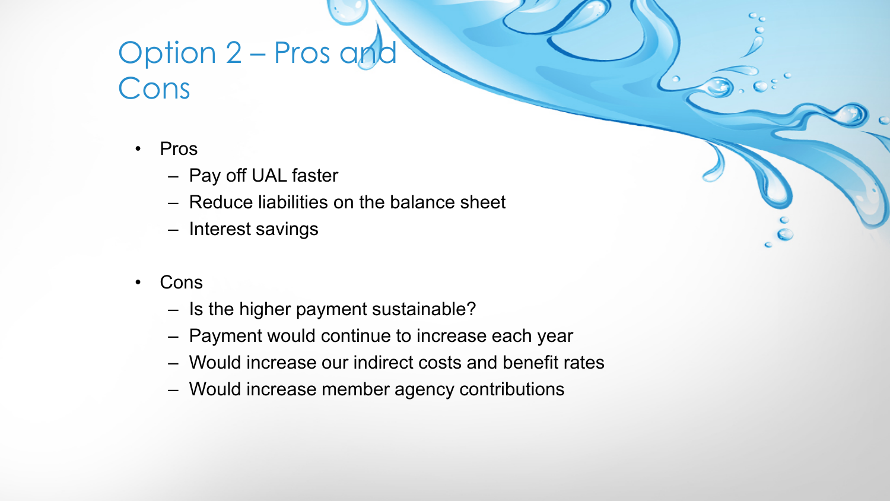# Option 2 – Pros and Cons

- Pros
  - Pay off UAL faster
  - Reduce liabilities on the balance sheet
  - Interest savings

- Cons
  - Is the higher payment sustainable?
  - Payment would continue to increase each year
  - Would increase our indirect costs and benefit rates
  - Would increase member agency contributions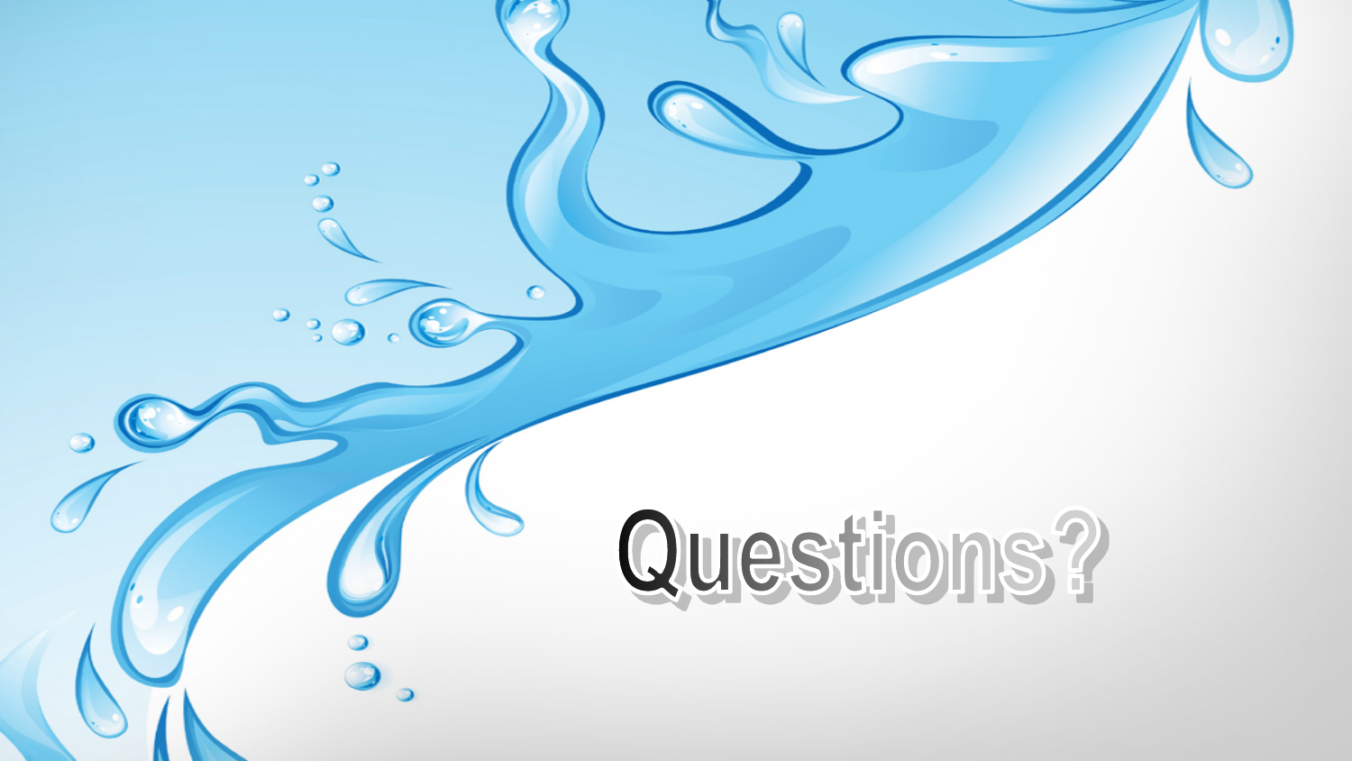# Questions?